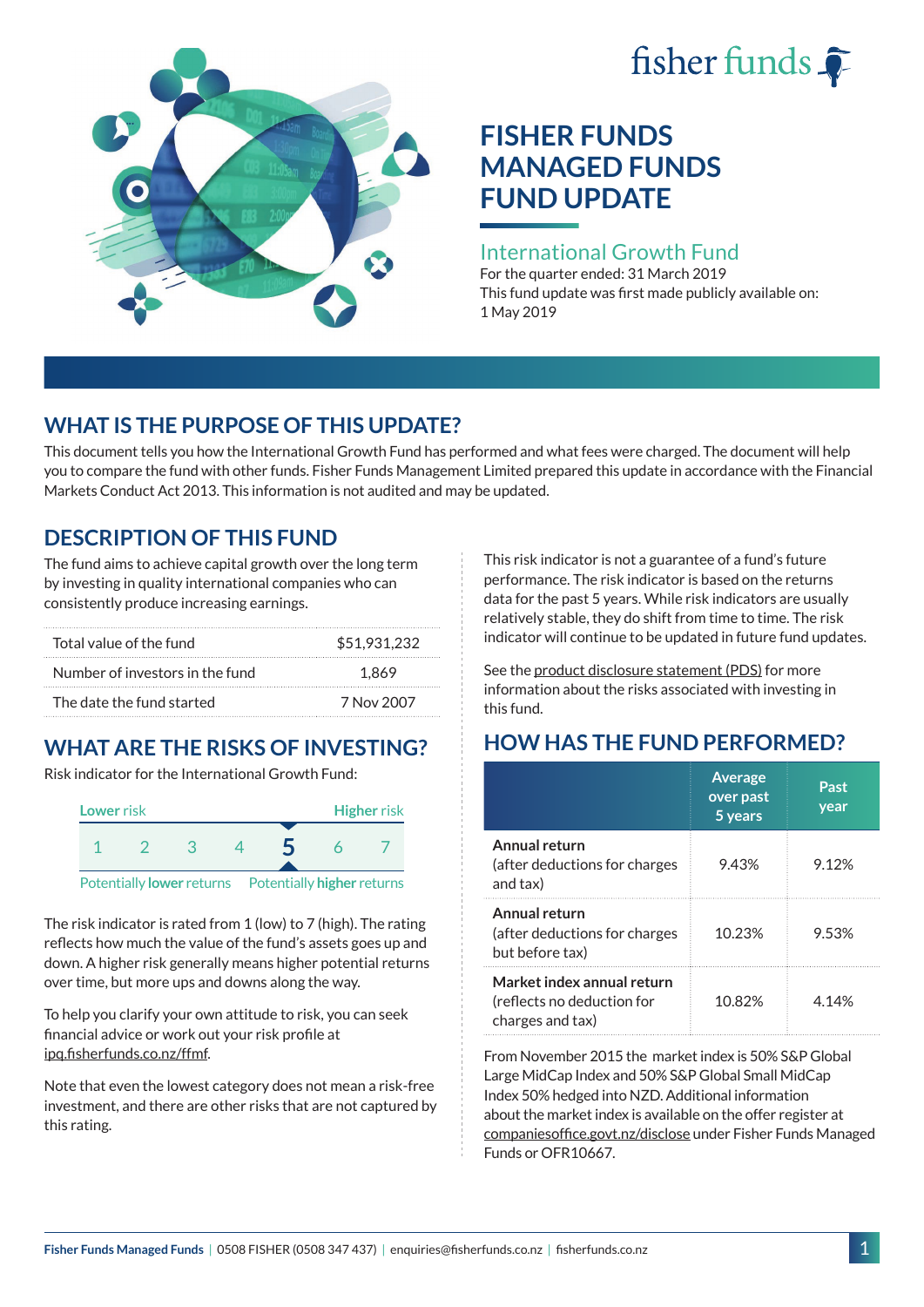fisher funds

# FISHER FUNDS MANAGED FUNDS FUND UPDATE

## International Growth Fund

For the quarter ended: 31 March 2019

This fund update was first made publicly available on: 1 May 2019

## WHAT IS THE PURPOSE OF THIS UPDATE?

This document tells you how the International Growth Fund has performed and what fees were charged. The document will help you to compare the fund with other funds. Fisher Funds Management Limited prepared this update in accordance with the Financial Markets Conduct Act 2013. This information is not audited and may be updated.

## DESCRIPTION OF THIS FUND

The fund aims to achieve capital growth over the long term by investing in quality international companies who can consistently produce increasing earnings.

| | |
|---|---|
| Total value of the fund | $51,931,232 |
| Number of investors in the fund | 1,869 |
| The date the fund started | 7 Nov 2007 |

## WHAT ARE THE RISKS OF INVESTING?

Risk indicator for the International Growth Fund:

| Lower risk | | | | | | Higher risk |
|---|---|---|---|---|---|---|
| 1 | 2 | 3 | 4 | **5** | 6 | 7 |

Potentially **lower** returns — Potentially **higher** returns

The risk indicator is rated from 1 (low) to 7 (high). The rating reflects how much the value of the fund's assets goes up and down. A higher risk generally means higher potential returns over time, but more ups and downs along the way.

To help you clarify your own attitude to risk, you can seek financial advice or work out your risk profile at ipq.fisherfunds.co.nz/ffmf.

Note that even the lowest category does not mean a risk-free investment, and there are other risks that are not captured by this rating.

This risk indicator is not a guarantee of a fund's future performance. The risk indicator is based on the returns data for the past 5 years. While risk indicators are usually relatively stable, they do shift from time to time. The risk indicator will continue to be updated in future fund updates.

See the product disclosure statement (PDS) for more information about the risks associated with investing in this fund.

## HOW HAS THE FUND PERFORMED?

| | Average over past 5 years | Past year |
|---|---|---|
| **Annual return** (after deductions for charges and tax) | 9.43% | 9.12% |
| **Annual return** (after deductions for charges but before tax) | 10.23% | 9.53% |
| **Market index annual return** (reflects no deduction for charges and tax) | 10.82% | 4.14% |

From November 2015 the market index is 50% S&P Global Large MidCap Index and 50% S&P Global Small MidCap Index 50% hedged into NZD. Additional information about the market index is available on the offer register at companiesoffice.govt.nz/disclose under Fisher Funds Managed Funds or OFR10667.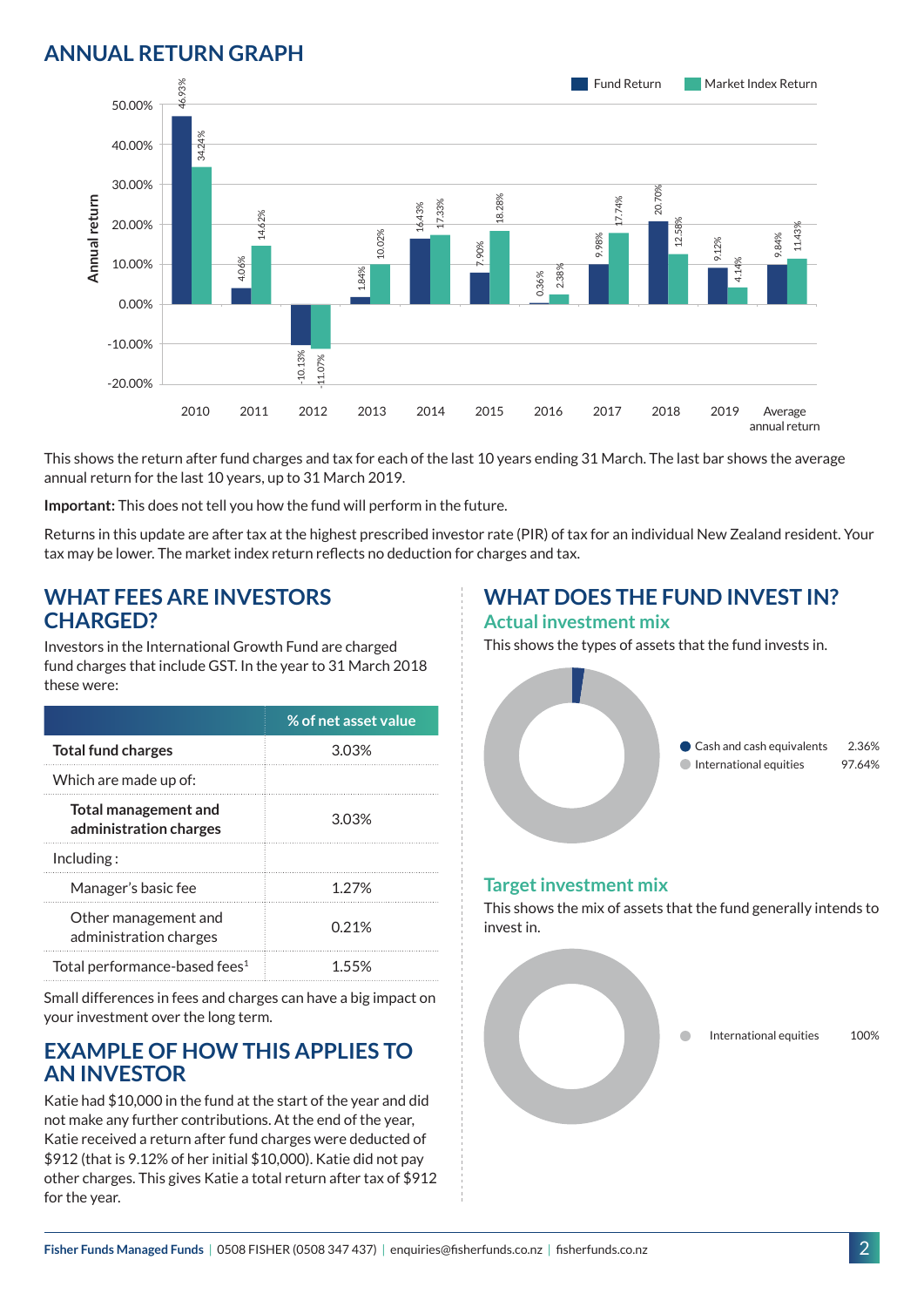## ANNUAL RETURN GRAPH

| Year | Fund Return | Market Index Return |
|---|---|---|
| 2010 | 46.93% | 34.24% |
| 2011 | 4.06% | 14.62% |
| 2012 | -10.13% | -11.07% |
| 2013 | 1.84% | 10.02% |
| 2014 | 16.43% | 17.33% |
| 2015 | 7.90% | 18.28% |
| 2016 | 0.36% | 2.38% |
| 2017 | 9.98% | 17.74% |
| 2018 | 20.70% | 12.58% |
| 2019 | 9.12% | 4.14% |
| Average annual return | 9.84% | 11.43% |

This shows the return after fund charges and tax for each of the last 10 years ending 31 March. The last bar shows the average annual return for the last 10 years, up to 31 March 2019.

**Important:** This does not tell you how the fund will perform in the future.

Returns in this update are after tax at the highest prescribed investor rate (PIR) of tax for an individual New Zealand resident. Your tax may be lower. The market index return reflects no deduction for charges and tax.

## WHAT FEES ARE INVESTORS CHARGED?

Investors in the International Growth Fund are charged fund charges that include GST. In the year to 31 March 2018 these were:

| | % of net asset value |
|---|---|
| **Total fund charges** | 3.03% |
| Which are made up of: | |
| **Total management and administration charges** | 3.03% |
| Including : | |
| Manager's basic fee | 1.27% |
| Other management and administration charges | 0.21% |
| Total performance-based fees[1] | 1.55% |

Small differences in fees and charges can have a big impact on your investment over the long term.

## EXAMPLE OF HOW THIS APPLIES TO AN INVESTOR

Katie had $10,000 in the fund at the start of the year and did not make any further contributions. At the end of the year, Katie received a return after fund charges were deducted of $912 (that is 9.12% of her initial $10,000). Katie did not pay other charges. This gives Katie a total return after tax of $912 for the year.

## WHAT DOES THE FUND INVEST IN?

### Actual investment mix

This shows the types of assets that the fund invests in.

| Asset | % |
|---|---|
| Cash and cash equivalents | 2.36% |
| International equities | 97.64% |

### Target investment mix

This shows the mix of assets that the fund generally intends to invest in.

| Asset | % |
|---|---|
| International equities | 100% |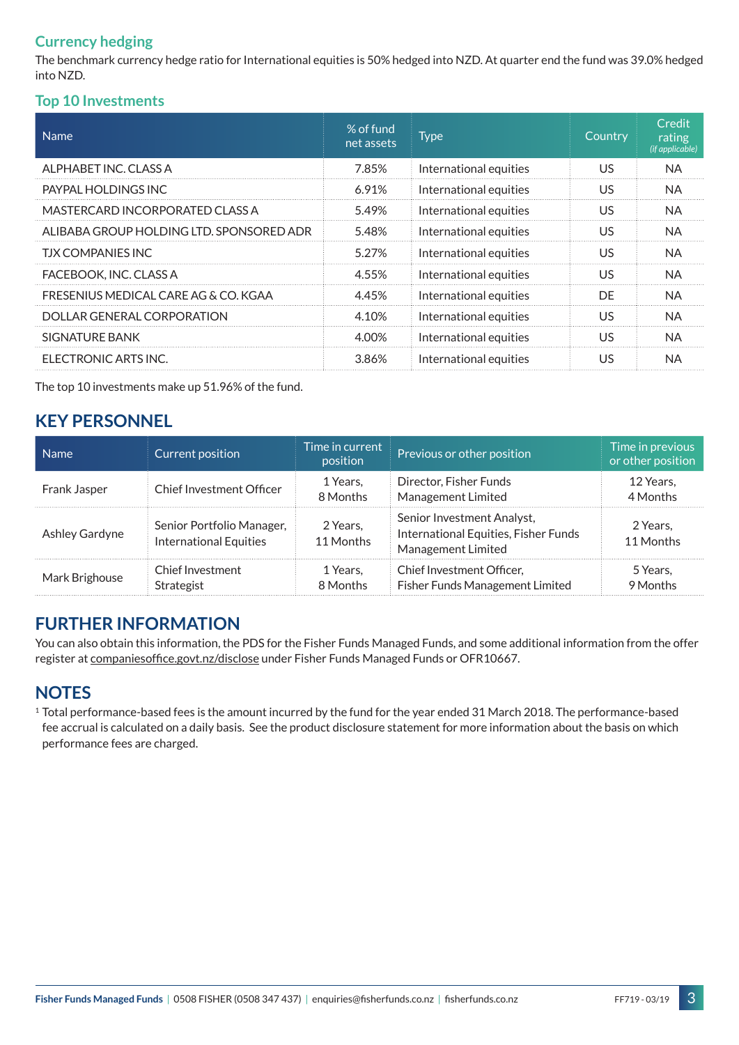## Currency hedging

The benchmark currency hedge ratio for International equities is 50% hedged into NZD. At quarter end the fund was 39.0% hedged into NZD.

## Top 10 Investments

| Name | % of fund net assets | Type | Country | Credit rating *(if applicable)* |
|---|---|---|---|---|
| ALPHABET INC. CLASS A | 7.85% | International equities | US | NA |
| PAYPAL HOLDINGS INC | 6.91% | International equities | US | NA |
| MASTERCARD INCORPORATED CLASS A | 5.49% | International equities | US | NA |
| ALIBABA GROUP HOLDING LTD. SPONSORED ADR | 5.48% | International equities | US | NA |
| TJX COMPANIES INC | 5.27% | International equities | US | NA |
| FACEBOOK, INC. CLASS A | 4.55% | International equities | US | NA |
| FRESENIUS MEDICAL CARE AG & CO. KGAA | 4.45% | International equities | DE | NA |
| DOLLAR GENERAL CORPORATION | 4.10% | International equities | US | NA |
| SIGNATURE BANK | 4.00% | International equities | US | NA |
| ELECTRONIC ARTS INC. | 3.86% | International equities | US | NA |

The top 10 investments make up 51.96% of the fund.

# KEY PERSONNEL

| Name | Current position | Time in current position | Previous or other position | Time in previous or other position |
|---|---|---|---|---|
| Frank Jasper | Chief Investment Officer | 1 Years, 8 Months | Director, Fisher Funds Management Limited | 12 Years, 4 Months |
| Ashley Gardyne | Senior Portfolio Manager, International Equities | 2 Years, 11 Months | Senior Investment Analyst, International Equities, Fisher Funds Management Limited | 2 Years, 11 Months |
| Mark Brighouse | Chief Investment Strategist | 1 Years, 8 Months | Chief Investment Officer, Fisher Funds Management Limited | 5 Years, 9 Months |

# FURTHER INFORMATION

You can also obtain this information, the PDS for the Fisher Funds Managed Funds, and some additional information from the offer register at companiesoffice.govt.nz/disclose under Fisher Funds Managed Funds or OFR10667.

# NOTES

[1] Total performance-based fees is the amount incurred by the fund for the year ended 31 March 2018. The performance-based fee accrual is calculated on a daily basis. See the product disclosure statement for more information about the basis on which performance fees are charged.